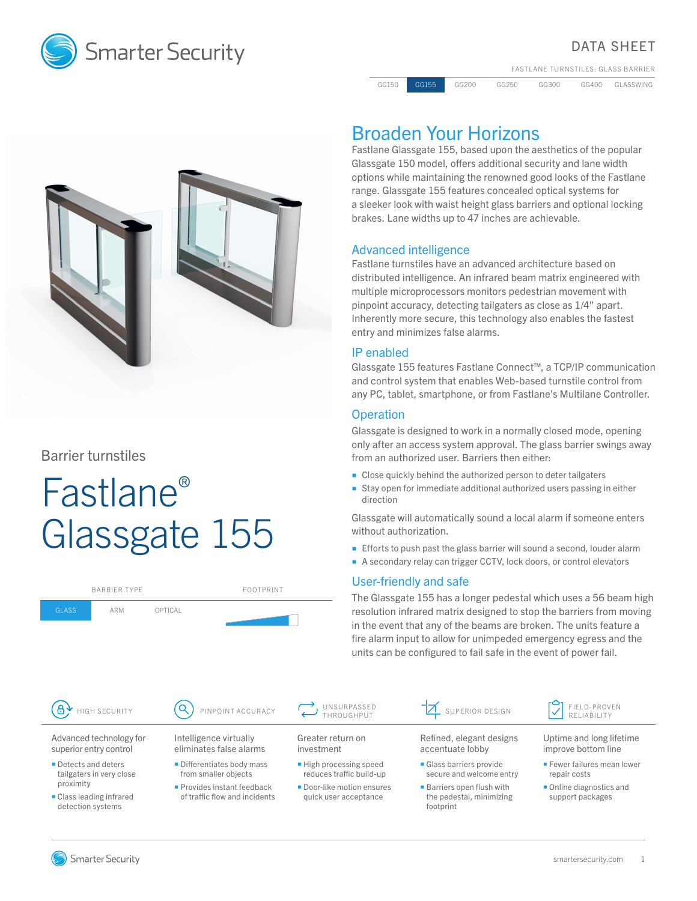Smarter Security

DATA SHEET

FASTLANE TURNSTILES: GLASS BARRIER

GG150 | **GG155** | GG200 | GG250 | GG300 | GG400 | GLASSWING

Barrier turnstiles

# Fastlane® Glassgate 155

| BARRIER TYPE | | | FOOTPRINT |
|---|---|---|---|
| **GLASS** | ARM | OPTICAL | |

## Broaden Your Horizons

Fastlane Glassgate 155, based upon the aesthetics of the popular Glassgate 150 model, offers additional security and lane width options while maintaining the renowned good looks of the Fastlane range. Glassgate 155 features concealed optical systems for a sleeker look with waist height glass barriers and optional locking brakes. Lane widths up to 47 inches are achievable.

### Advanced intelligence

Fastlane turnstiles have an advanced architecture based on distributed intelligence. An infrared beam matrix engineered with multiple microprocessors monitors pedestrian movement with pinpoint accuracy, detecting tailgaters as close as 1/4" apart. Inherently more secure, this technology also enables the fastest entry and minimizes false alarms.

### IP enabled

Glassgate 155 features Fastlane Connect™, a TCP/IP communication and control system that enables Web-based turnstile control from any PC, tablet, smartphone, or from Fastlane's Multilane Controller.

### Operation

Glassgate is designed to work in a normally closed mode, opening only after an access system approval. The glass barrier swings away from an authorized user. Barriers then either:

- Close quickly behind the authorized person to deter tailgaters
- Stay open for immediate additional authorized users passing in either direction

Glassgate will automatically sound a local alarm if someone enters without authorization.

- Efforts to push past the glass barrier will sound a second, louder alarm
- A secondary relay can trigger CCTV, lock doors, or control elevators

### User-friendly and safe

The Glassgate 155 has a longer pedestal which uses a 56 beam high resolution infrared matrix designed to stop the barriers from moving in the event that any of the beams are broken. The units feature a fire alarm input to allow for unimpeded emergency egress and the units can be configured to fail safe in the event of power fail.

---

#### HIGH SECURITY

Advanced technology for superior entry control

- Detects and deters tailgaters in very close proximity
- Class leading infrared detection systems

#### PINPOINT ACCURACY

Intelligence virtually eliminates false alarms

- Differentiates body mass from smaller objects
- Provides instant feedback of traffic flow and incidents

#### UNSURPASSED THROUGHPUT

Greater return on investment

- High processing speed reduces traffic build-up
- Door-like motion ensures quick user acceptance

#### SUPERIOR DESIGN

Refined, elegant designs accentuate lobby

- Glass barriers provide secure and welcome entry
- Barriers open flush with the pedestal, minimizing footprint

#### FIELD-PROVEN RELIABILITY

Uptime and long lifetime improve bottom line

- Fewer failures mean lower repair costs
- Online diagnostics and support packages

Smarter Security smartersecurity.com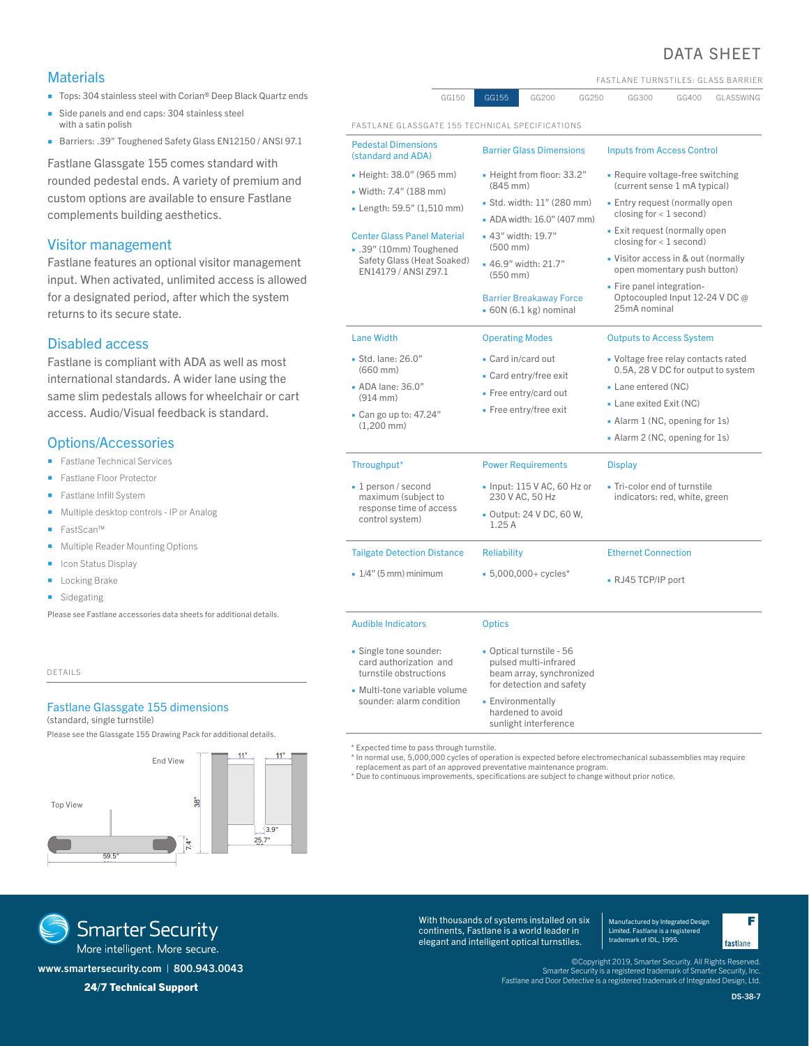# DATA SHEET

FASTLANE TURNSTILES: GLASS BARRIER

GG150 | GG155 | GG200 | GG250 | GG300 | GG400 | GLASSWING

## Materials

- Tops: 304 stainless steel with Corian® Deep Black Quartz ends
- Side panels and end caps: 304 stainless steel with a satin polish
- Barriers: .39" Toughened Safety Glass EN12150 / ANSI 97.1

Fastlane Glassgate 155 comes standard with rounded pedestal ends. A variety of premium and custom options are available to ensure Fastlane complements building aesthetics.

## Visitor management

Fastlane features an optional visitor management input. When activated, unlimited access is allowed for a designated period, after which the system returns to its secure state.

## Disabled access

Fastlane is compliant with ADA as well as most international standards. A wider lane using the same slim pedestals allows for wheelchair or cart access. Audio/Visual feedback is standard.

## Options/Accessories

- Fastlane Technical Services
- Fastlane Floor Protector
- Fastlane Infill System
- Multiple desktop controls - IP or Analog
- FastScan™
- Multiple Reader Mounting Options
- Icon Status Display
- Locking Brake
- Sidegating

Please see Fastlane accessories data sheets for additional details.

DETAILS

### Fastlane Glassgate 155 dimensions

(standard, single turnstile)

Please see the Glassgate 155 Drawing Pack for additional details.

End View

Top View

11"

11"

38"

3.9"

25.7"

7.4"

59.5"

FASTLANE GLASSGATE 155 TECHNICAL SPECIFICATIONS

### Pedestal Dimensions (standard and ADA)

- Height: 38.0" (965 mm)
- Width: 7.4" (188 mm)
- Length: 59.5" (1,510 mm)

### Center Glass Panel Material

- .39" (10mm) Toughened Safety Glass (Heat Soaked) EN14179 / ANSI Z97.1

### Barrier Glass Dimensions

- Height from floor: 33.2" (845 mm)
- Std. width: 11" (280 mm)
- ADA width: 16.0" (407 mm)
- 43" width: 19.7" (500 mm)
- 46.9" width: 21.7" (550 mm)

### Barrier Breakaway Force

- 60N (6.1 kg) nominal

### Inputs from Access Control

- Require voltage-free switching (current sense 1 mA typical)
- Entry request (normally open closing for < 1 second)
- Exit request (normally open closing for < 1 second)
- Visitor access in & out (normally open momentary push button)
- Fire panel integration- Optocoupled Input 12-24 V DC @ 25mA nominal

### Lane Width

- Std. lane: 26.0" (660 mm)
- ADA lane: 36.0" (914 mm)
- Can go up to: 47.24" (1,200 mm)

### Operating Modes

- Card in/card out
- Card entry/free exit
- Free entry/card out
- Free entry/free exit

### Outputs to Access System

- Voltage free relay contacts rated 0.5A, 28 V DC for output to system
- Lane entered (NC)
- Lane exited Exit (NC)
- Alarm 1 (NC, opening for 1s)
- Alarm 2 (NC, opening for 1s)

### Throughput*

- 1 person / second maximum (subject to response time of access control system)

### Power Requirements

- Input: 115 V AC, 60 Hz or 230 V AC, 50 Hz
- Output: 24 V DC, 60 W, 1.25 A

### Display

- Tri-color end of turnstile indicators: red, white, green

### Tailgate Detection Distance

- 1/4" (5 mm) minimum

### Reliability

- 5,000,000+ cycles*

### Ethernet Connection

- RJ45 TCP/IP port

### Audible Indicators

- Single tone sounder: card authorization and turnstile obstructions
- Multi-tone variable volume sounder: alarm condition

### Optics

- Optical turnstile - 56 pulsed multi-infrared beam array, synchronized for detection and safety
- Environmentally hardened to avoid sunlight interference

\* Expected time to pass through turnstile.
\* In normal use, 5,000,000 cycles of operation is expected before electromechanical subassemblies may require replacement as part of an approved preventative maintenance program.
\* Due to continuous improvements, specifications are subject to change without prior notice.

Smarter Security
More intelligent. More secure.

www.smartersecurity.com | 800.943.0043

**24/7 Technical Support**

With thousands of systems installed on six continents, Fastlane is a world leader in elegant and intelligent optical turnstiles.

Manufactured by Integrated Design Limited. Fastlane is a registered trademark of IDL, 1995.

fastlane

©Copyright 2019, Smarter Security. All Rights Reserved.
Smarter Security is a registered trademark of Smarter Security, Inc.
Fastlane and Door Detective is a registered trademark of Integrated Design, Ltd.

DS-38-7